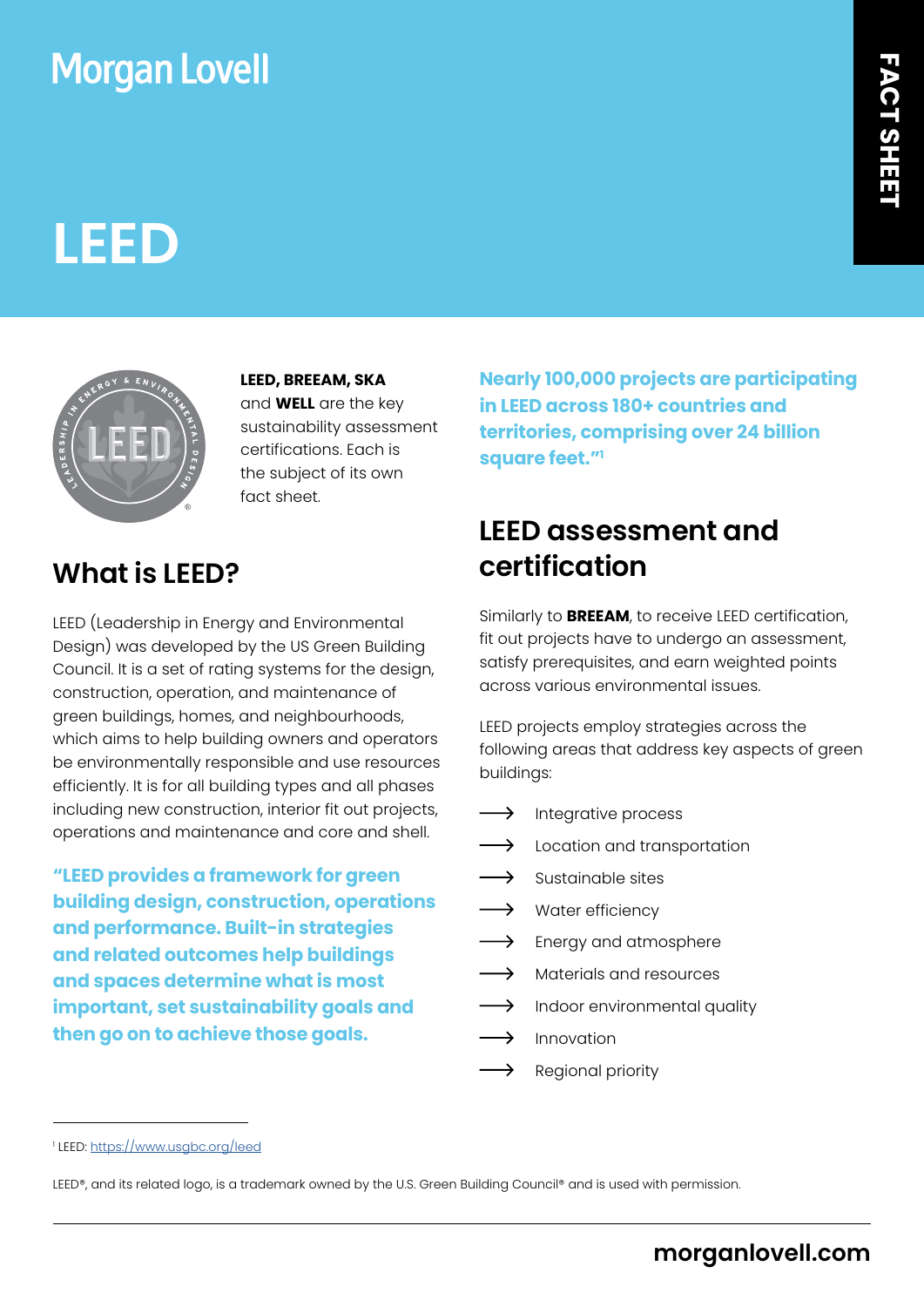Morgan Lovell

FACT SHEET

# LEED

**LEED, BREEAM, SKA** and **WELL** are the key sustainability assessment certifications. Each is the subject of its own fact sheet.

## What is LEED?

LEED (Leadership in Energy and Environmental Design) was developed by the US Green Building Council. It is a set of rating systems for the design, construction, operation, and maintenance of green buildings, homes, and neighbourhoods, which aims to help building owners and operators be environmentally responsible and use resources efficiently. It is for all building types and all phases including new construction, interior fit out projects, operations and maintenance and core and shell.

**"LEED provides a framework for green building design, construction, operations and performance. Built-in strategies and related outcomes help buildings and spaces determine what is most important, set sustainability goals and then go on to achieve those goals.**

**Nearly 100,000 projects are participating in LEED across 180+ countries and territories, comprising over 24 billion square feet."[1]**

## LEED assessment and certification

Similarly to **BREEAM**, to receive LEED certification, fit out projects have to undergo an assessment, satisfy prerequisites, and earn weighted points across various environmental issues.

LEED projects employ strategies across the following areas that address key aspects of green buildings:

- Integrative process
- Location and transportation
- Sustainable sites
- Water efficiency
- Energy and atmosphere
- Materials and resources
- Indoor environmental quality
- Innovation
- Regional priority

[1] LEED: https://www.usgbc.org/leed

LEED®, and its related logo, is a trademark owned by the U.S. Green Building Council® and is used with permission.

morganlovell.com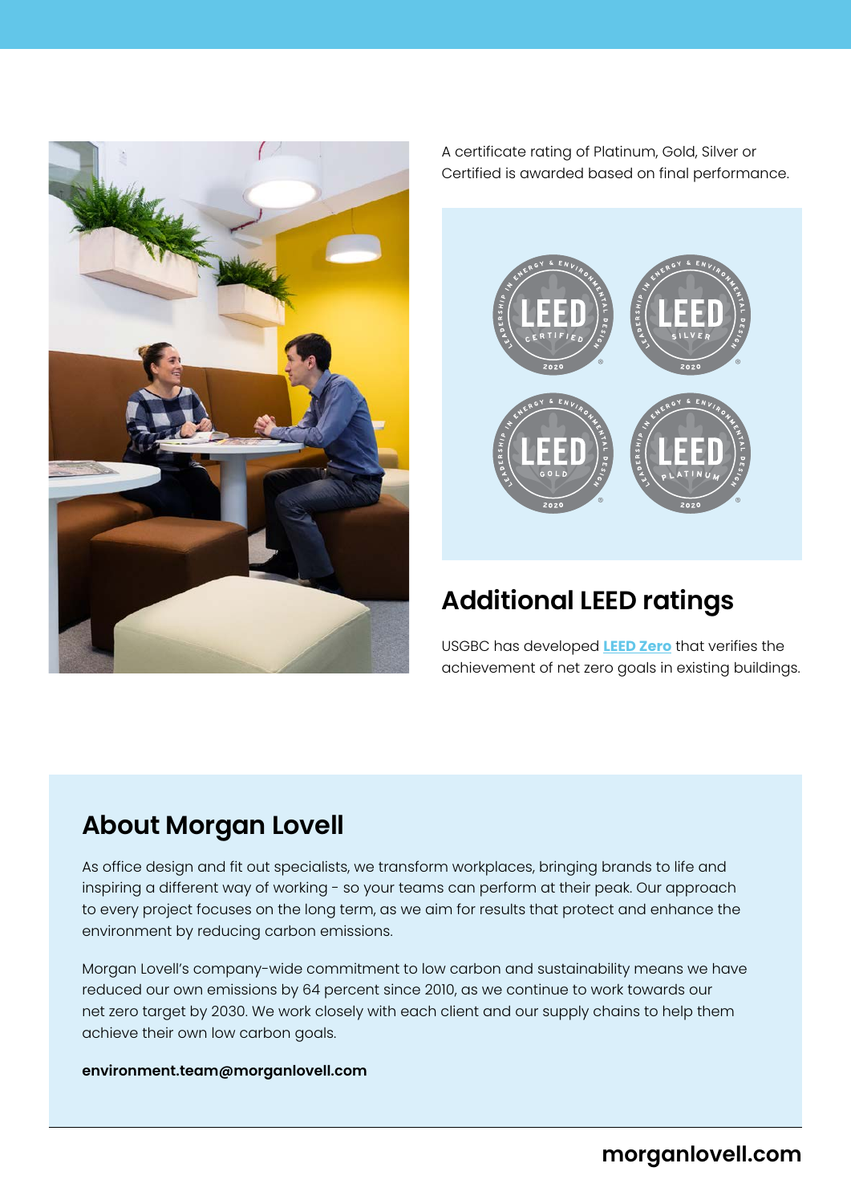A certificate rating of Platinum, Gold, Silver or Certified is awarded based on final performance.

## Additional LEED ratings

USGBC has developed **LEED Zero** that verifies the achievement of net zero goals in existing buildings.

## About Morgan Lovell

As office design and fit out specialists, we transform workplaces, bringing brands to life and inspiring a different way of working - so your teams can perform at their peak. Our approach to every project focuses on the long term, as we aim for results that protect and enhance the environment by reducing carbon emissions.

Morgan Lovell's company-wide commitment to low carbon and sustainability means we have reduced our own emissions by 64 percent since 2010, as we continue to work towards our net zero target by 2030. We work closely with each client and our supply chains to help them achieve their own low carbon goals.

**environment.team@morganlovell.com**

**morganlovell.com**